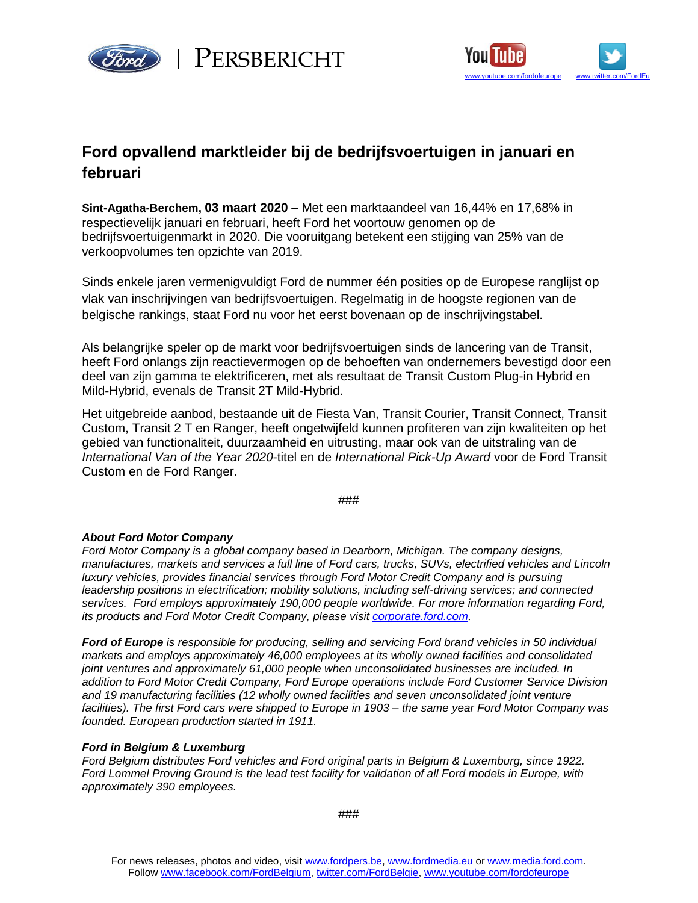PERSBERICHT

www.youtube.com/fordofeurope www.twitter.com/FordEu

# Ford opvallend marktleider bij de bedrijfsvoertuigen in januari en februari

**Sint-Agatha-Berchem, 03 maart 2020** – Met een marktaandeel van 16,44% en 17,68% in respectievelijk januari en februari, heeft Ford het voortouw genomen op de bedrijfsvoertuigenmarkt in 2020. Die vooruitgang betekent een stijging van 25% van de verkoopvolumes ten opzichte van 2019.

Sinds enkele jaren vermenigvuldigt Ford de nummer één posities op de Europese ranglijst op vlak van inschrijvingen van bedrijfsvoertuigen. Regelmatig in de hoogste regionen van de belgische rankings, staat Ford nu voor het eerst bovenaan op de inschrijvingstabel.

Als belangrijke speler op de markt voor bedrijfsvoertuigen sinds de lancering van de Transit, heeft Ford onlangs zijn reactievermogen op de behoeften van ondernemers bevestigd door een deel van zijn gamma te elektrificeren, met als resultaat de Transit Custom Plug-in Hybrid en Mild-Hybrid, evenals de Transit 2T Mild-Hybrid.

Het uitgebreide aanbod, bestaande uit de Fiesta Van, Transit Courier, Transit Connect, Transit Custom, Transit 2 T en Ranger, heeft ongetwijfeld kunnen profiteren van zijn kwaliteiten op het gebied van functionaliteit, duurzaamheid en uitrusting, maar ook van de uitstraling van de *International Van of the Year 2020*-titel en de *International Pick-Up Award* voor de Ford Transit Custom en de Ford Ranger.

###

***About Ford Motor Company***
*Ford Motor Company is a global company based in Dearborn, Michigan. The company designs, manufactures, markets and services a full line of Ford cars, trucks, SUVs, electrified vehicles and Lincoln luxury vehicles, provides financial services through Ford Motor Credit Company and is pursuing leadership positions in electrification; mobility solutions, including self-driving services; and connected services. Ford employs approximately 190,000 people worldwide. For more information regarding Ford, its products and Ford Motor Credit Company, please visit corporate.ford.com.*

***Ford of Europe*** *is responsible for producing, selling and servicing Ford brand vehicles in 50 individual markets and employs approximately 46,000 employees at its wholly owned facilities and consolidated joint ventures and approximately 61,000 people when unconsolidated businesses are included. In addition to Ford Motor Credit Company, Ford Europe operations include Ford Customer Service Division and 19 manufacturing facilities (12 wholly owned facilities and seven unconsolidated joint venture facilities). The first Ford cars were shipped to Europe in 1903 – the same year Ford Motor Company was founded. European production started in 1911.*

***Ford in Belgium & Luxemburg***
*Ford Belgium distributes Ford vehicles and Ford original parts in Belgium & Luxemburg, since 1922. Ford Lommel Proving Ground is the lead test facility for validation of all Ford models in Europe, with approximately 390 employees.*

###

For news releases, photos and video, visit www.fordpers.be, www.fordmedia.eu or www.media.ford.com.
Follow www.facebook.com/FordBelgium, twitter.com/FordBelgie, www.youtube.com/fordofeurope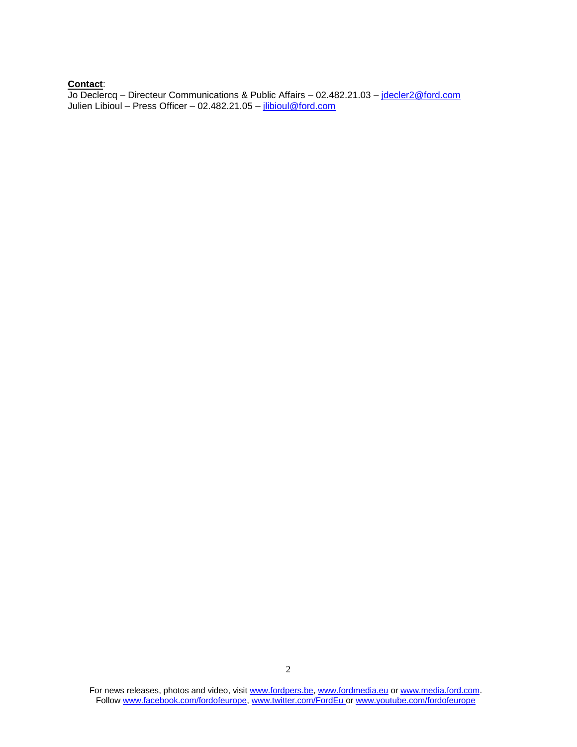**Contact**:
Jo Declercq – Directeur Communications & Public Affairs – 02.482.21.03 – jdecler2@ford.com
Julien Libioul – Press Officer – 02.482.21.05 – jlibioul@ford.com

For news releases, photos and video, visit www.fordpers.be, www.fordmedia.eu or www.media.ford.com.
Follow www.facebook.com/fordofeurope, www.twitter.com/FordEu or www.youtube.com/fordofeurope